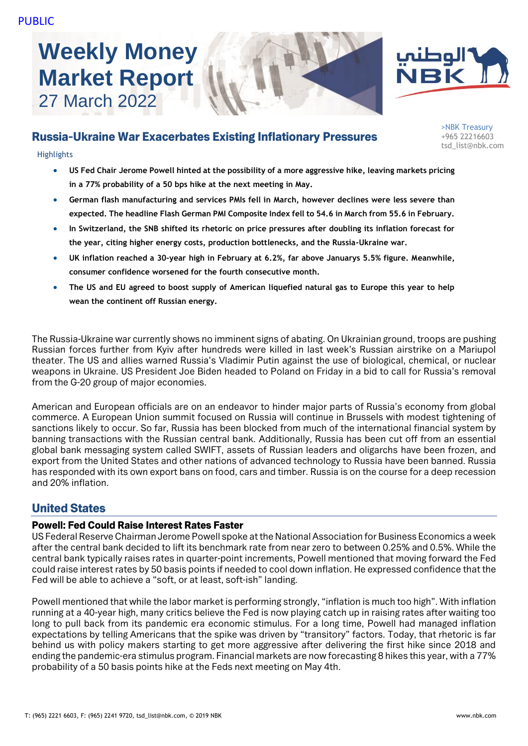PUBLIC

# Weekly Money Market Report
27 March 2022

>NBK Treasury
+965 22216603
tsd_list@nbk.com

## Russia-Ukraine War Exacerbates Existing Inflationary Pressures

Highlights

- **US Fed Chair Jerome Powell hinted at the possibility of a more aggressive hike, leaving markets pricing in a 77% probability of a 50 bps hike at the next meeting in May.**
- **German flash manufacturing and services PMIs fell in March, however declines were less severe than expected. The headline Flash German PMI Composite Index fell to 54.6 in March from 55.6 in February.**
- **In Switzerland, the SNB shifted its rhetoric on price pressures after doubling its inflation forecast for the year, citing higher energy costs, production bottlenecks, and the Russia-Ukraine war.**
- **UK inflation reached a 30-year high in February at 6.2%, far above Januarys 5.5% figure. Meanwhile, consumer confidence worsened for the fourth consecutive month.**
- **The US and EU agreed to boost supply of American liquefied natural gas to Europe this year to help wean the continent off Russian energy.**

The Russia-Ukraine war currently shows no imminent signs of abating. On Ukrainian ground, troops are pushing Russian forces further from Kyiv after hundreds were killed in last week's Russian airstrike on a Mariupol theater. The US and allies warned Russia's Vladimir Putin against the use of biological, chemical, or nuclear weapons in Ukraine. US President Joe Biden headed to Poland on Friday in a bid to call for Russia's removal from the G-20 group of major economies.

American and European officials are on an endeavor to hinder major parts of Russia's economy from global commerce. A European Union summit focused on Russia will continue in Brussels with modest tightening of sanctions likely to occur. So far, Russia has been blocked from much of the international financial system by banning transactions with the Russian central bank. Additionally, Russia has been cut off from an essential global bank messaging system called SWIFT, assets of Russian leaders and oligarchs have been frozen, and export from the United States and other nations of advanced technology to Russia have been banned. Russia has responded with its own export bans on food, cars and timber. Russia is on the course for a deep recession and 20% inflation.

## United States

### Powell: Fed Could Raise Interest Rates Faster

US Federal Reserve Chairman Jerome Powell spoke at the National Association for Business Economics a week after the central bank decided to lift its benchmark rate from near zero to between 0.25% and 0.5%. While the central bank typically raises rates in quarter-point increments, Powell mentioned that moving forward the Fed could raise interest rates by 50 basis points if needed to cool down inflation. He expressed confidence that the Fed will be able to achieve a "soft, or at least, soft-ish" landing.

Powell mentioned that while the labor market is performing strongly, "inflation is much too high". With inflation running at a 40-year high, many critics believe the Fed is now playing catch up in raising rates after waiting too long to pull back from its pandemic era economic stimulus. For a long time, Powell had managed inflation expectations by telling Americans that the spike was driven by "transitory" factors. Today, that rhetoric is far behind us with policy makers starting to get more aggressive after delivering the first hike since 2018 and ending the pandemic-era stimulus program. Financial markets are now forecasting 8 hikes this year, with a 77% probability of a 50 basis points hike at the Feds next meeting on May 4th.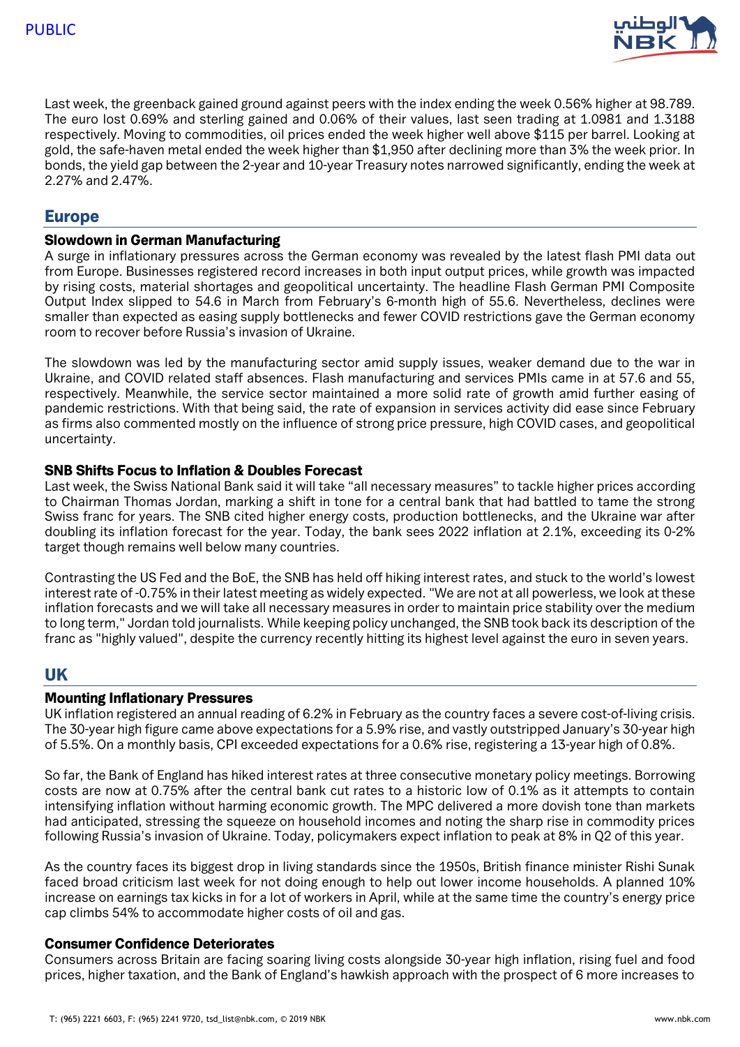Last week, the greenback gained ground against peers with the index ending the week 0.56% higher at 98.789. The euro lost 0.69% and sterling gained and 0.06% of their values, last seen trading at 1.0981 and 1.3188 respectively. Moving to commodities, oil prices ended the week higher well above $115 per barrel. Looking at gold, the safe-haven metal ended the week higher than $1,950 after declining more than 3% the week prior. In bonds, the yield gap between the 2-year and 10-year Treasury notes narrowed significantly, ending the week at 2.27% and 2.47%.

## Europe

### Slowdown in German Manufacturing

A surge in inflationary pressures across the German economy was revealed by the latest flash PMI data out from Europe. Businesses registered record increases in both input output prices, while growth was impacted by rising costs, material shortages and geopolitical uncertainty. The headline Flash German PMI Composite Output Index slipped to 54.6 in March from February's 6-month high of 55.6. Nevertheless, declines were smaller than expected as easing supply bottlenecks and fewer COVID restrictions gave the German economy room to recover before Russia's invasion of Ukraine.

The slowdown was led by the manufacturing sector amid supply issues, weaker demand due to the war in Ukraine, and COVID related staff absences. Flash manufacturing and services PMIs came in at 57.6 and 55, respectively. Meanwhile, the service sector maintained a more solid rate of growth amid further easing of pandemic restrictions. With that being said, the rate of expansion in services activity did ease since February as firms also commented mostly on the influence of strong price pressure, high COVID cases, and geopolitical uncertainty.

### SNB Shifts Focus to Inflation & Doubles Forecast

Last week, the Swiss National Bank said it will take "all necessary measures" to tackle higher prices according to Chairman Thomas Jordan, marking a shift in tone for a central bank that had battled to tame the strong Swiss franc for years. The SNB cited higher energy costs, production bottlenecks, and the Ukraine war after doubling its inflation forecast for the year. Today, the bank sees 2022 inflation at 2.1%, exceeding its 0-2% target though remains well below many countries.

Contrasting the US Fed and the BoE, the SNB has held off hiking interest rates, and stuck to the world's lowest interest rate of -0.75% in their latest meeting as widely expected. "We are not at all powerless, we look at these inflation forecasts and we will take all necessary measures in order to maintain price stability over the medium to long term," Jordan told journalists. While keeping policy unchanged, the SNB took back its description of the franc as "highly valued", despite the currency recently hitting its highest level against the euro in seven years.

## UK

### Mounting Inflationary Pressures

UK inflation registered an annual reading of 6.2% in February as the country faces a severe cost-of-living crisis. The 30-year high figure came above expectations for a 5.9% rise, and vastly outstripped January's 30-year high of 5.5%. On a monthly basis, CPI exceeded expectations for a 0.6% rise, registering a 13-year high of 0.8%.

So far, the Bank of England has hiked interest rates at three consecutive monetary policy meetings. Borrowing costs are now at 0.75% after the central bank cut rates to a historic low of 0.1% as it attempts to contain intensifying inflation without harming economic growth. The MPC delivered a more dovish tone than markets had anticipated, stressing the squeeze on household incomes and noting the sharp rise in commodity prices following Russia's invasion of Ukraine. Today, policymakers expect inflation to peak at 8% in Q2 of this year.

As the country faces its biggest drop in living standards since the 1950s, British finance minister Rishi Sunak faced broad criticism last week for not doing enough to help out lower income households. A planned 10% increase on earnings tax kicks in for a lot of workers in April, while at the same time the country's energy price cap climbs 54% to accommodate higher costs of oil and gas.

### Consumer Confidence Deteriorates

Consumers across Britain are facing soaring living costs alongside 30-year high inflation, rising fuel and food prices, higher taxation, and the Bank of England's hawkish approach with the prospect of 6 more increases to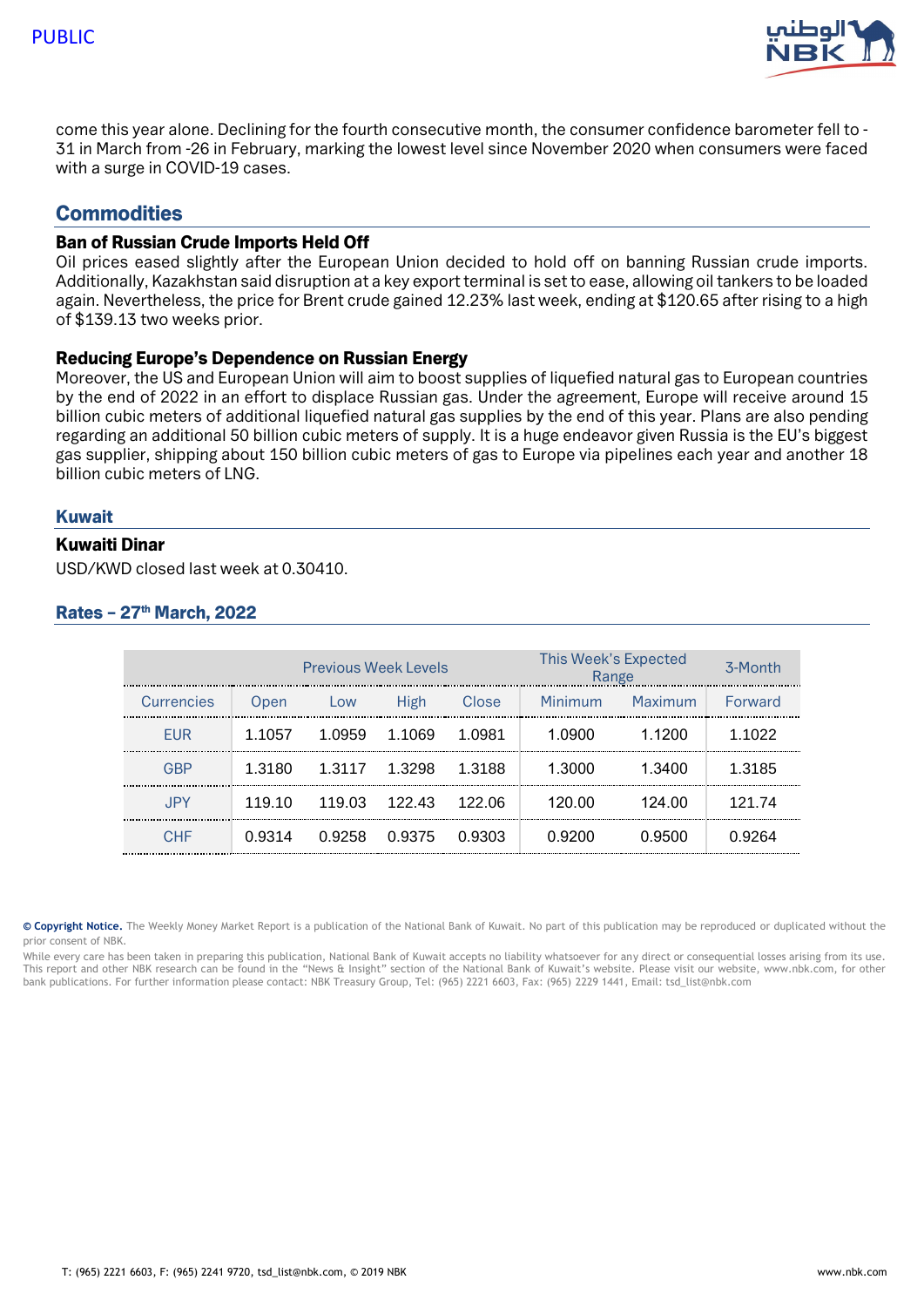come this year alone. Declining for the fourth consecutive month, the consumer confidence barometer fell to -31 in March from -26 in February, marking the lowest level since November 2020 when consumers were faced with a surge in COVID-19 cases.

## Commodities

### Ban of Russian Crude Imports Held Off

Oil prices eased slightly after the European Union decided to hold off on banning Russian crude imports. Additionally, Kazakhstan said disruption at a key export terminal is set to ease, allowing oil tankers to be loaded again. Nevertheless, the price for Brent crude gained 12.23% last week, ending at $120.65 after rising to a high of $139.13 two weeks prior.

### Reducing Europe's Dependence on Russian Energy

Moreover, the US and European Union will aim to boost supplies of liquefied natural gas to European countries by the end of 2022 in an effort to displace Russian gas. Under the agreement, Europe will receive around 15 billion cubic meters of additional liquefied natural gas supplies by the end of this year. Plans are also pending regarding an additional 50 billion cubic meters of supply. It is a huge endeavor given Russia is the EU's biggest gas supplier, shipping about 150 billion cubic meters of gas to Europe via pipelines each year and another 18 billion cubic meters of LNG.

## Kuwait

### Kuwaiti Dinar

USD/KWD closed last week at 0.30410.

## Rates – 27th March, 2022

| | Previous Week Levels | | | | This Week's Expected Range | | 3-Month |
|---|---|---|---|---|---|---|---|
| Currencies | Open | Low | High | Close | Minimum | Maximum | Forward |
| EUR | 1.1057 | 1.0959 | 1.1069 | 1.0981 | 1.0900 | 1.1200 | 1.1022 |
| GBP | 1.3180 | 1.3117 | 1.3298 | 1.3188 | 1.3000 | 1.3400 | 1.3185 |
| JPY | 119.10 | 119.03 | 122.43 | 122.06 | 120.00 | 124.00 | 121.74 |
| CHF | 0.9314 | 0.9258 | 0.9375 | 0.9303 | 0.9200 | 0.9500 | 0.9264 |

**© Copyright Notice.** The Weekly Money Market Report is a publication of the National Bank of Kuwait. No part of this publication may be reproduced or duplicated without the prior consent of NBK.

While every care has been taken in preparing this publication, National Bank of Kuwait accepts no liability whatsoever for any direct or consequential losses arising from its use. This report and other NBK research can be found in the "News & Insight" section of the National Bank of Kuwait's website. Please visit our website, www.nbk.com, for other bank publications. For further information please contact: NBK Treasury Group, Tel: (965) 2221 6603, Fax: (965) 2229 1441, Email: tsd_list@nbk.com